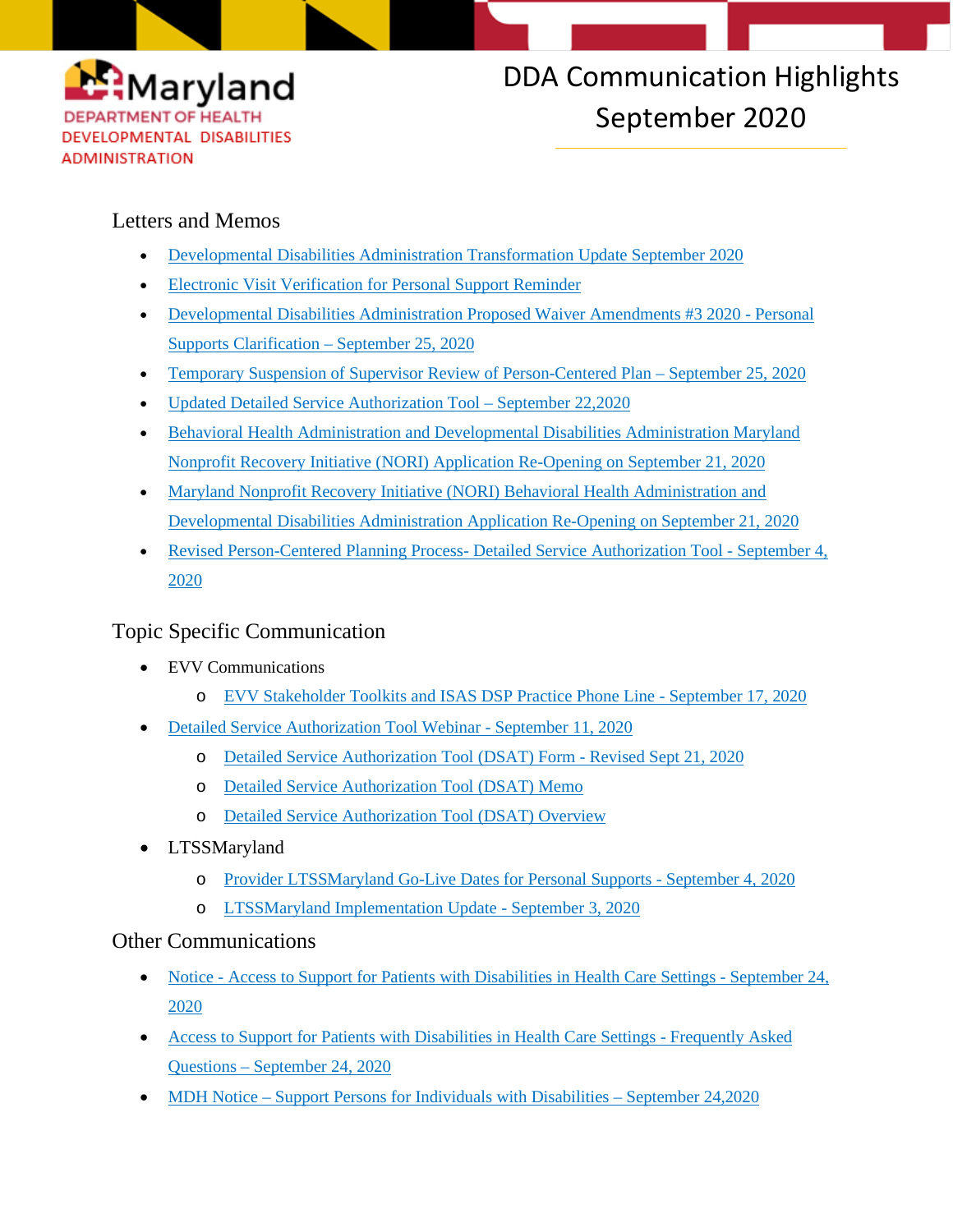Maryland
DEPARTMENT OF HEALTH
DEVELOPMENTAL DISABILITIES ADMINISTRATION

# DDA Communication Highlights September 2020

## Letters and Memos

- Developmental Disabilities Administration Transformation Update September 2020
- Electronic Visit Verification for Personal Support Reminder
- Developmental Disabilities Administration Proposed Waiver Amendments #3 2020 - Personal Supports Clarification – September 25, 2020
- Temporary Suspension of Supervisor Review of Person-Centered Plan – September 25, 2020
- Updated Detailed Service Authorization Tool – September 22,2020
- Behavioral Health Administration and Developmental Disabilities Administration Maryland Nonprofit Recovery Initiative (NORI) Application Re-Opening on September 21, 2020
- Maryland Nonprofit Recovery Initiative (NORI) Behavioral Health Administration and Developmental Disabilities Administration Application Re-Opening on September 21, 2020
- Revised Person-Centered Planning Process- Detailed Service Authorization Tool - September 4, 2020

## Topic Specific Communication

- EVV Communications
  - EVV Stakeholder Toolkits and ISAS DSP Practice Phone Line - September 17, 2020
- Detailed Service Authorization Tool Webinar - September 11, 2020
  - Detailed Service Authorization Tool (DSAT) Form - Revised Sept 21, 2020
  - Detailed Service Authorization Tool (DSAT) Memo
  - Detailed Service Authorization Tool (DSAT) Overview
- LTSSMaryland
  - Provider LTSSMaryland Go-Live Dates for Personal Supports - September 4, 2020
  - LTSSMaryland Implementation Update - September 3, 2020

## Other Communications

- Notice - Access to Support for Patients with Disabilities in Health Care Settings - September 24, 2020
- Access to Support for Patients with Disabilities in Health Care Settings - Frequently Asked Questions – September 24, 2020
- MDH Notice – Support Persons for Individuals with Disabilities – September 24,2020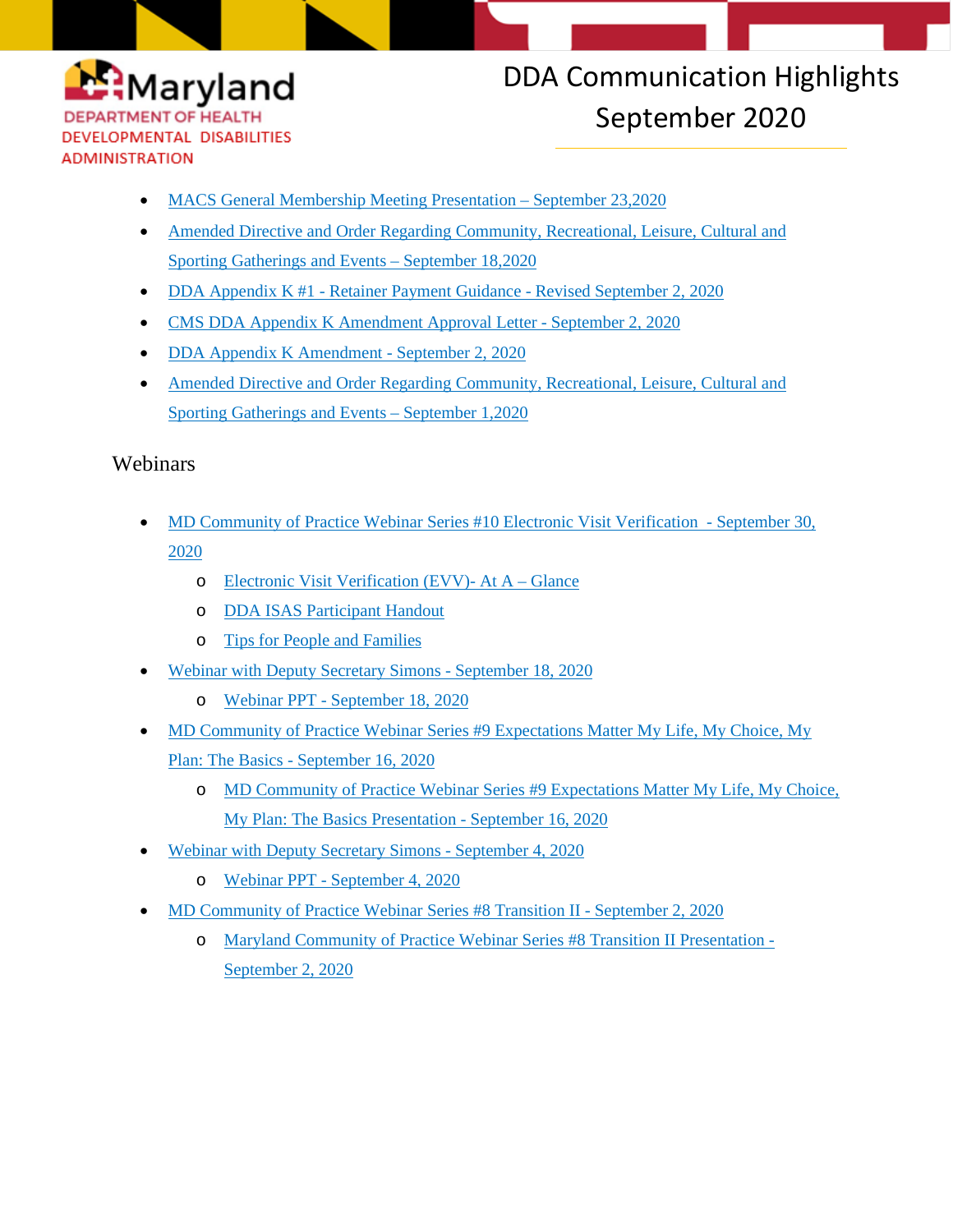- MACS General Membership Meeting Presentation – September 23,2020
- Amended Directive and Order Regarding Community, Recreational, Leisure, Cultural and Sporting Gatherings and Events – September 18,2020
- DDA Appendix K #1 - Retainer Payment Guidance - Revised September 2, 2020
- CMS DDA Appendix K Amendment Approval Letter - September 2, 2020
- DDA Appendix K Amendment - September 2, 2020
- Amended Directive and Order Regarding Community, Recreational, Leisure, Cultural and Sporting Gatherings and Events – September 1,2020

## Webinars

- MD Community of Practice Webinar Series #10 Electronic Visit Verification - September 30, 2020
  - Electronic Visit Verification (EVV)- At A – Glance
  - DDA ISAS Participant Handout
  - Tips for People and Families
- Webinar with Deputy Secretary Simons - September 18, 2020
  - Webinar PPT - September 18, 2020
- MD Community of Practice Webinar Series #9 Expectations Matter My Life, My Choice, My Plan: The Basics - September 16, 2020
  - MD Community of Practice Webinar Series #9 Expectations Matter My Life, My Choice, My Plan: The Basics Presentation - September 16, 2020
- Webinar with Deputy Secretary Simons - September 4, 2020
  - Webinar PPT - September 4, 2020
- MD Community of Practice Webinar Series #8 Transition II - September 2, 2020
  - Maryland Community of Practice Webinar Series #8 Transition II Presentation - September 2, 2020